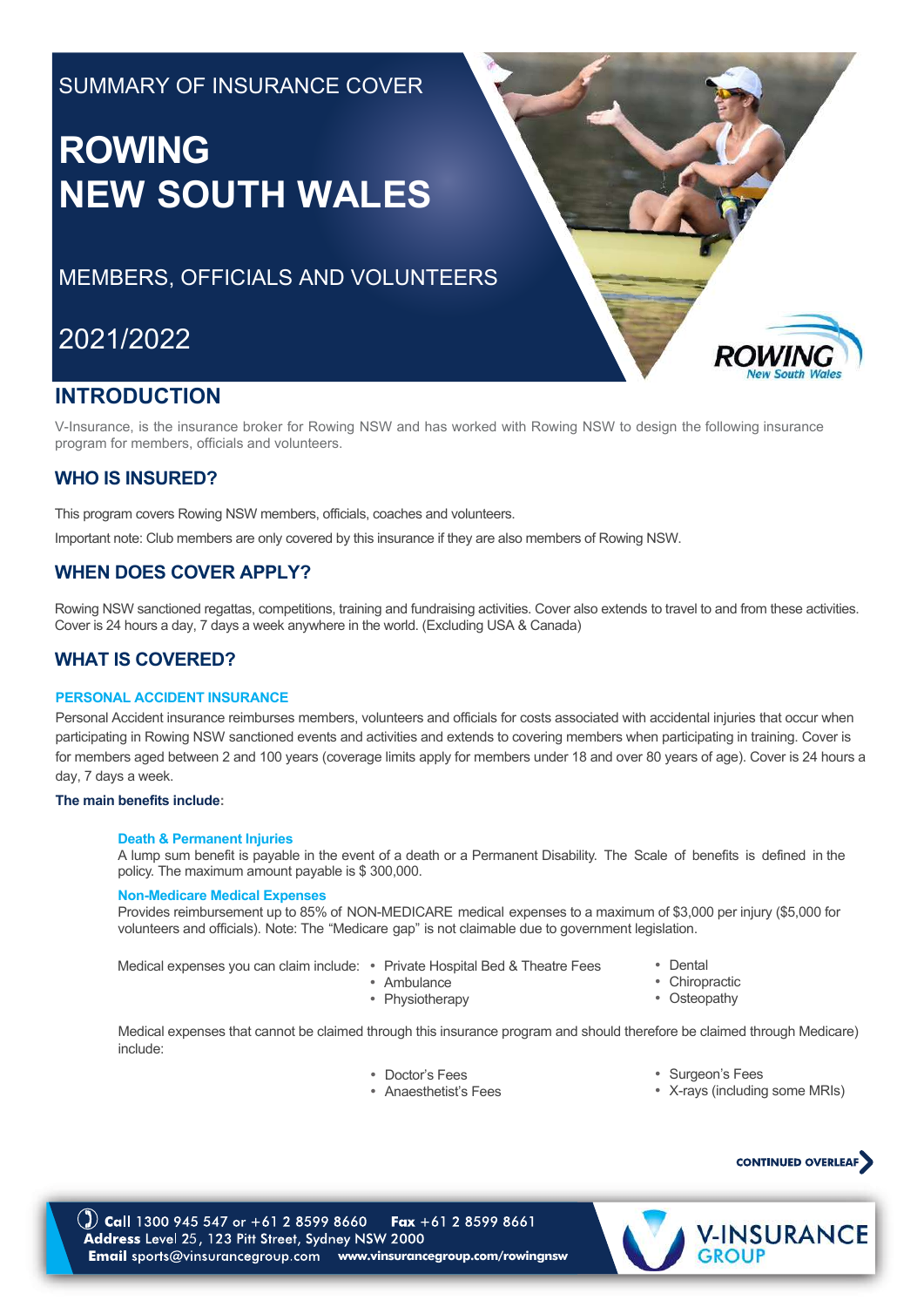SUMMARY OF INSURANCE COVER

# ROWING NEW SOUTH WALES

MEMBERS, OFFICIALS AND VOLUNTEERS

2021/2022

## INTRODUCTION

V-Insurance, is the insurance broker for Rowing NSW and has worked with Rowing NSW to design the following insurance program for members, officials and volunteers.

## WHO IS INSURED?

This program covers Rowing NSW members, officials, coaches and volunteers.

Important note: Club members are only covered by this insurance if they are also members of Rowing NSW.

## WHEN DOES COVER APPLY?

Rowing NSW sanctioned regattas, competitions, training and fundraising activities. Cover also extends to travel to and from these activities. Cover is 24 hours a day, 7 days a week anywhere in the world. (Excluding USA & Canada)

## WHAT IS COVERED?

### PERSONAL ACCIDENT INSURANCE

Personal Accident insurance reimburses members, volunteers and officials for costs associated with accidental injuries that occur when participating in Rowing NSW sanctioned events and activities and extends to covering members when participating in training. Cover is for members aged between 2 and 100 years (coverage limits apply for members under 18 and over 80 years of age). Cover is 24 hours a day, 7 days a week.

**The main benefits include:**

#### Death & Permanent Injuries

A lump sum benefit is payable in the event of a death or a Permanent Disability. The Scale of benefits is defined in the policy. The maximum amount payable is $ 300,000.

#### Non-Medicare Medical Expenses

Provides reimbursement up to 85% of NON-MEDICARE medical expenses to a maximum of $3,000 per injury ($5,000 for volunteers and officials). Note: The "Medicare gap" is not claimable due to government legislation.

Medical expenses you can claim include:

- Private Hospital Bed & Theatre Fees
- Ambulance
- Physiotherapy
- Dental
- Chiropractic
- Osteopathy

Medical expenses that cannot be claimed through this insurance program and should therefore be claimed through Medicare) include:

- Doctor's Fees
- Anaesthetist's Fees
- Surgeon's Fees
- X-rays (including some MRIs)

CONTINUED OVERLEAF

**Call** 1300 945 547 or +61 2 8599 8660 **Fax** +61 2 8599 8661
**Address** Level 25, 123 Pitt Street, Sydney NSW 2000
**Email** sports@vinsurancegroup.com **www.vinsurancegroup.com/rowingnsw**

V-INSURANCE GROUP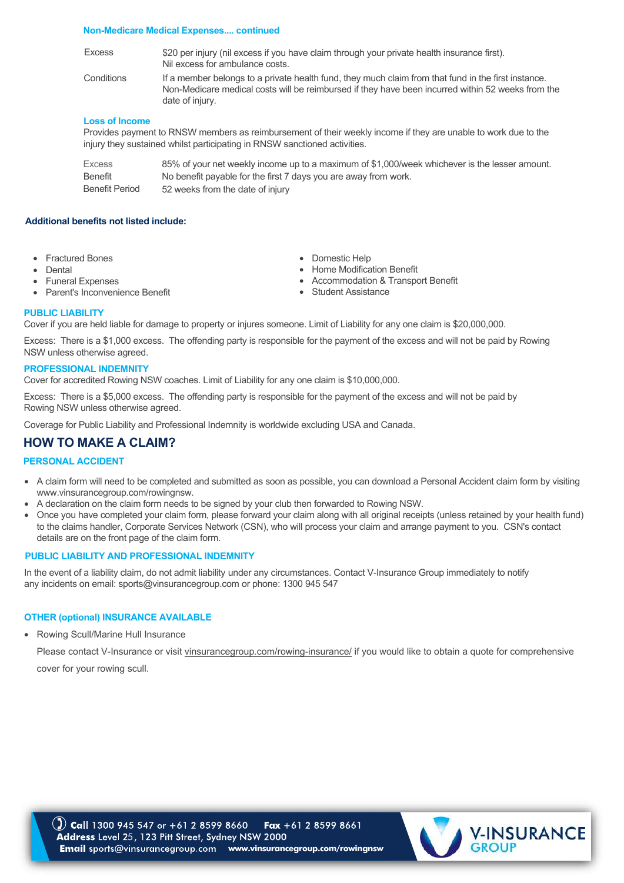### Non-Medicare Medical Expenses.... continued

| | |
|---|---|
| Excess | $20 per injury (nil excess if you have claim through your private health insurance first). Nil excess for ambulance costs. |
| Conditions | If a member belongs to a private health fund, they much claim from that fund in the first instance. Non-Medicare medical costs will be reimbursed if they have been incurred within 52 weeks from the date of injury. |

### Loss of Income

Provides payment to RNSW members as reimbursement of their weekly income if they are unable to work due to the injury they sustained whilst participating in RNSW sanctioned activities.

| | |
|---|---|
| Excess | 85% of your net weekly income up to a maximum of $1,000/week whichever is the lesser amount. |
| Benefit | No benefit payable for the first 7 days you are away from work. |
| Benefit Period | 52 weeks from the date of injury |

**Additional benefits not listed include:**

- Fractured Bones
- Dental
- Funeral Expenses
- Parent's Inconvenience Benefit
- Domestic Help
- Home Modification Benefit
- Accommodation & Transport Benefit
- Student Assistance

### PUBLIC LIABILITY

Cover if you are held liable for damage to property or injures someone. Limit of Liability for any one claim is $20,000,000.

Excess: There is a $1,000 excess. The offending party is responsible for the payment of the excess and will not be paid by Rowing NSW unless otherwise agreed.

### PROFESSIONAL INDEMNITY

Cover for accredited Rowing NSW coaches. Limit of Liability for any one claim is $10,000,000.

Excess: There is a $5,000 excess. The offending party is responsible for the payment of the excess and will not be paid by Rowing NSW unless otherwise agreed.

Coverage for Public Liability and Professional Indemnity is worldwide excluding USA and Canada.

## HOW TO MAKE A CLAIM?

### PERSONAL ACCIDENT

- A claim form will need to be completed and submitted as soon as possible, you can download a Personal Accident claim form by visiting www.vinsurancegroup.com/rowingnsw.
- A declaration on the claim form needs to be signed by your club then forwarded to Rowing NSW.
- Once you have completed your claim form, please forward your claim along with all original receipts (unless retained by your health fund) to the claims handler, Corporate Services Network (CSN), who will process your claim and arrange payment to you. CSN's contact details are on the front page of the claim form.

### PUBLIC LIABILITY AND PROFESSIONAL INDEMNITY

In the event of a liability claim, do not admit liability under any circumstances. Contact V-Insurance Group immediately to notify any incidents on email: sports@vinsurancegroup.com or phone: 1300 945 547

### OTHER (optional) INSURANCE AVAILABLE

- Rowing Scull/Marine Hull Insurance

  Please contact V-Insurance or visit vinsurancegroup.com/rowing-insurance/ if you would like to obtain a quote for comprehensive cover for your rowing scull.

**Call** 1300 945 547 or +61 2 8599 8660 **Fax** +61 2 8599 8661
**Address** Level 25, 123 Pitt Street, Sydney NSW 2000
**Email** sports@vinsurancegroup.com www.vinsurancegroup.com/rowingnsw

V-INSURANCE GROUP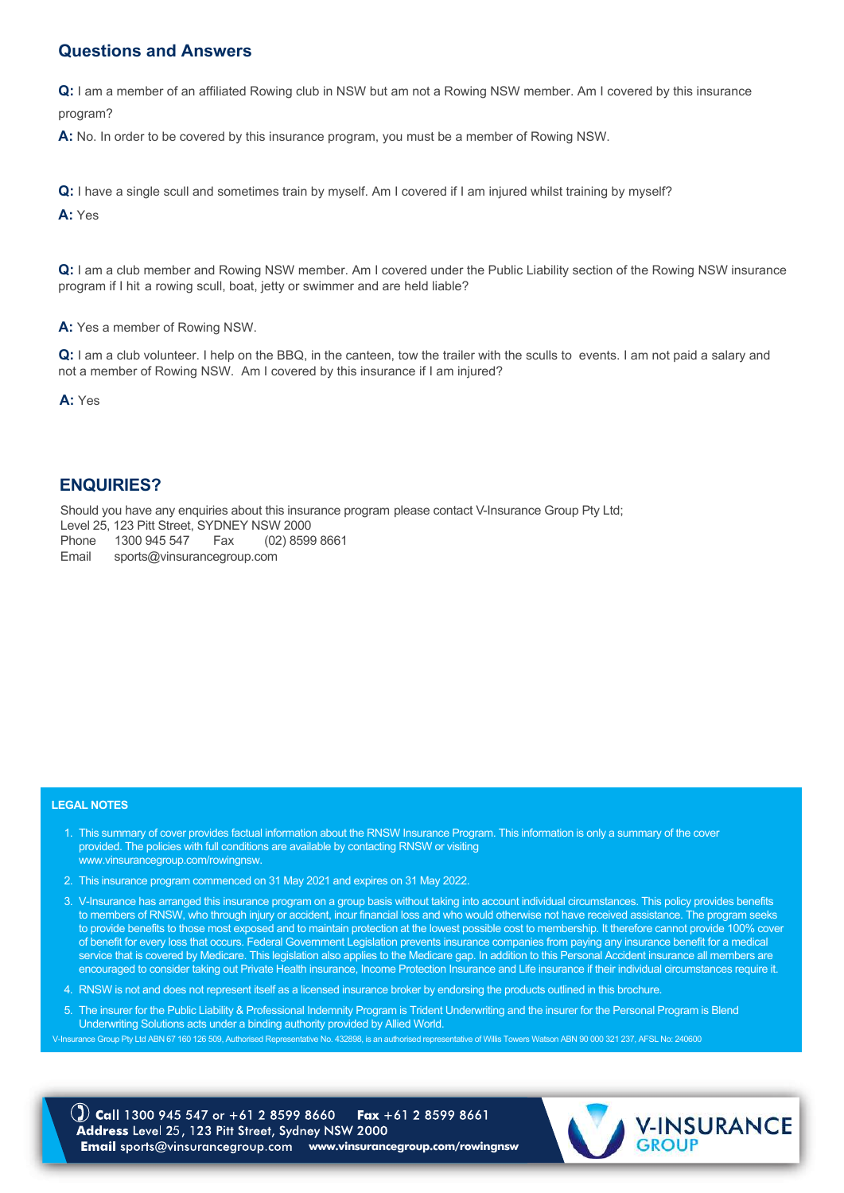## Questions and Answers

**Q:** I am a member of an affiliated Rowing club in NSW but am not a Rowing NSW member. Am I covered by this insurance program?

**A:** No. In order to be covered by this insurance program, you must be a member of Rowing NSW.

**Q:** I have a single scull and sometimes train by myself. Am I covered if I am injured whilst training by myself?

**A:** Yes

**Q:** I am a club member and Rowing NSW member. Am I covered under the Public Liability section of the Rowing NSW insurance program if I hit a rowing scull, boat, jetty or swimmer and are held liable?

**A:** Yes a member of Rowing NSW.

**Q:** I am a club volunteer. I help on the BBQ, in the canteen, tow the trailer with the sculls to events. I am not paid a salary and not a member of Rowing NSW. Am I covered by this insurance if I am injured?

**A:** Yes

## ENQUIRIES?

Should you have any enquiries about this insurance program please contact V-Insurance Group Pty Ltd;
Level 25, 123 Pitt Street, SYDNEY NSW 2000
Phone 1300 945 547 Fax (02) 8599 8661
Email sports@vinsurancegroup.com

### LEGAL NOTES

1. This summary of cover provides factual information about the RNSW Insurance Program. This information is only a summary of the cover provided. The policies with full conditions are available by contacting RNSW or visiting www.vinsurancegroup.com/rowingnsw.
2. This insurance program commenced on 31 May 2021 and expires on 31 May 2022.
3. V-Insurance has arranged this insurance program on a group basis without taking into account individual circumstances. This policy provides benefits to members of RNSW, who through injury or accident, incur financial loss and who would otherwise not have received assistance. The program seeks to provide benefits to those most exposed and to maintain protection at the lowest possible cost to membership. It therefore cannot provide 100% cover of benefit for every loss that occurs. Federal Government Legislation prevents insurance companies from paying any insurance benefit for a medical service that is covered by Medicare. This legislation also applies to the Medicare gap. In addition to this Personal Accident insurance all members are encouraged to consider taking out Private Health insurance, Income Protection Insurance and Life insurance if their individual circumstances require it.
4. RNSW is not and does not represent itself as a licensed insurance broker by endorsing the products outlined in this brochure.
5. The insurer for the Public Liability & Professional Indemnity Program is Trident Underwriting and the insurer for the Personal Program is Blend Underwriting Solutions acts under a binding authority provided by Allied World.

V-Insurance Group Pty Ltd ABN 67 160 126 509, Authorised Representative No. 432898, is an authorised representative of Willis Towers Watson ABN 90 000 321 237, AFSL No: 240600

**Call** 1300 945 547 or +61 2 8599 8660 **Fax** +61 2 8599 8661
**Address** Level 25, 123 Pitt Street, Sydney NSW 2000
**Email** sports@vinsurancegroup.com **www.vinsurancegroup.com/rowingnsw**

V-INSURANCE GROUP